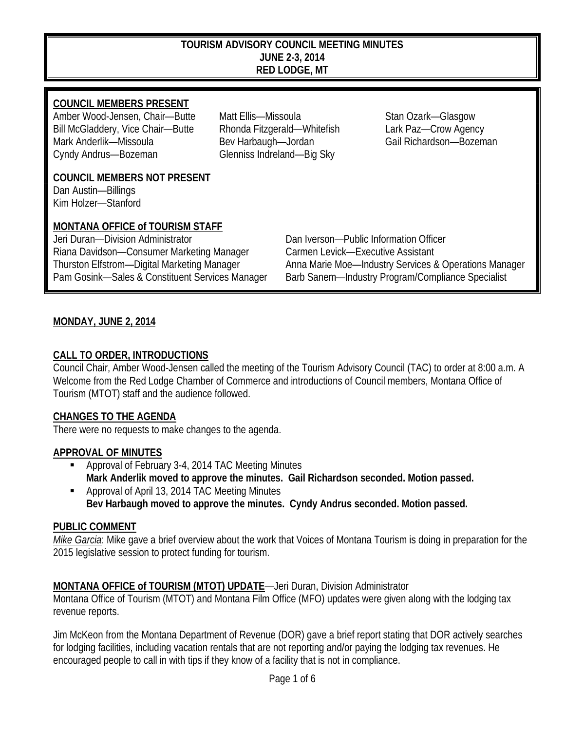# TOURISM ADVISORY COUNCIL MEETING MINUTES
## JUNE 2-3, 2014
## RED LODGE, MT

**COUNCIL MEMBERS PRESENT**

Amber Wood-Jensen, Chair—Butte
Bill McGladdery, Vice Chair—Butte
Mark Anderlik—Missoula
Cyndy Andrus—Bozeman
Matt Ellis—Missoula
Rhonda Fitzgerald—Whitefish
Bev Harbaugh—Jordan
Glenniss Indreland—Big Sky
Stan Ozark—Glasgow
Lark Paz—Crow Agency
Gail Richardson—Bozeman

**COUNCIL MEMBERS NOT PRESENT**

Dan Austin—Billings
Kim Holzer—Stanford

**MONTANA OFFICE of TOURISM STAFF**

Jeri Duran—Division Administrator
Riana Davidson—Consumer Marketing Manager
Thurston Elfstrom—Digital Marketing Manager
Pam Gosink—Sales & Constituent Services Manager
Dan Iverson—Public Information Officer
Carmen Levick—Executive Assistant
Anna Marie Moe—Industry Services & Operations Manager
Barb Sanem—Industry Program/Compliance Specialist

**MONDAY, JUNE 2, 2014**

**CALL TO ORDER, INTRODUCTIONS**

Council Chair, Amber Wood-Jensen called the meeting of the Tourism Advisory Council (TAC) to order at 8:00 a.m. A Welcome from the Red Lodge Chamber of Commerce and introductions of Council members, Montana Office of Tourism (MTOT) staff and the audience followed.

**CHANGES TO THE AGENDA**

There were no requests to make changes to the agenda.

**APPROVAL OF MINUTES**

- Approval of February 3-4, 2014 TAC Meeting Minutes
  **Mark Anderlik moved to approve the minutes. Gail Richardson seconded. Motion passed.**
- Approval of April 13, 2014 TAC Meeting Minutes
  **Bev Harbaugh moved to approve the minutes. Cyndy Andrus seconded. Motion passed.**

**PUBLIC COMMENT**

*Mike Garcia*: Mike gave a brief overview about the work that Voices of Montana Tourism is doing in preparation for the 2015 legislative session to protect funding for tourism.

**MONTANA OFFICE of TOURISM (MTOT) UPDATE**—Jeri Duran, Division Administrator

Montana Office of Tourism (MTOT) and Montana Film Office (MFO) updates were given along with the lodging tax revenue reports.

Jim McKeon from the Montana Department of Revenue (DOR) gave a brief report stating that DOR actively searches for lodging facilities, including vacation rentals that are not reporting and/or paying the lodging tax revenues. He encouraged people to call in with tips if they know of a facility that is not in compliance.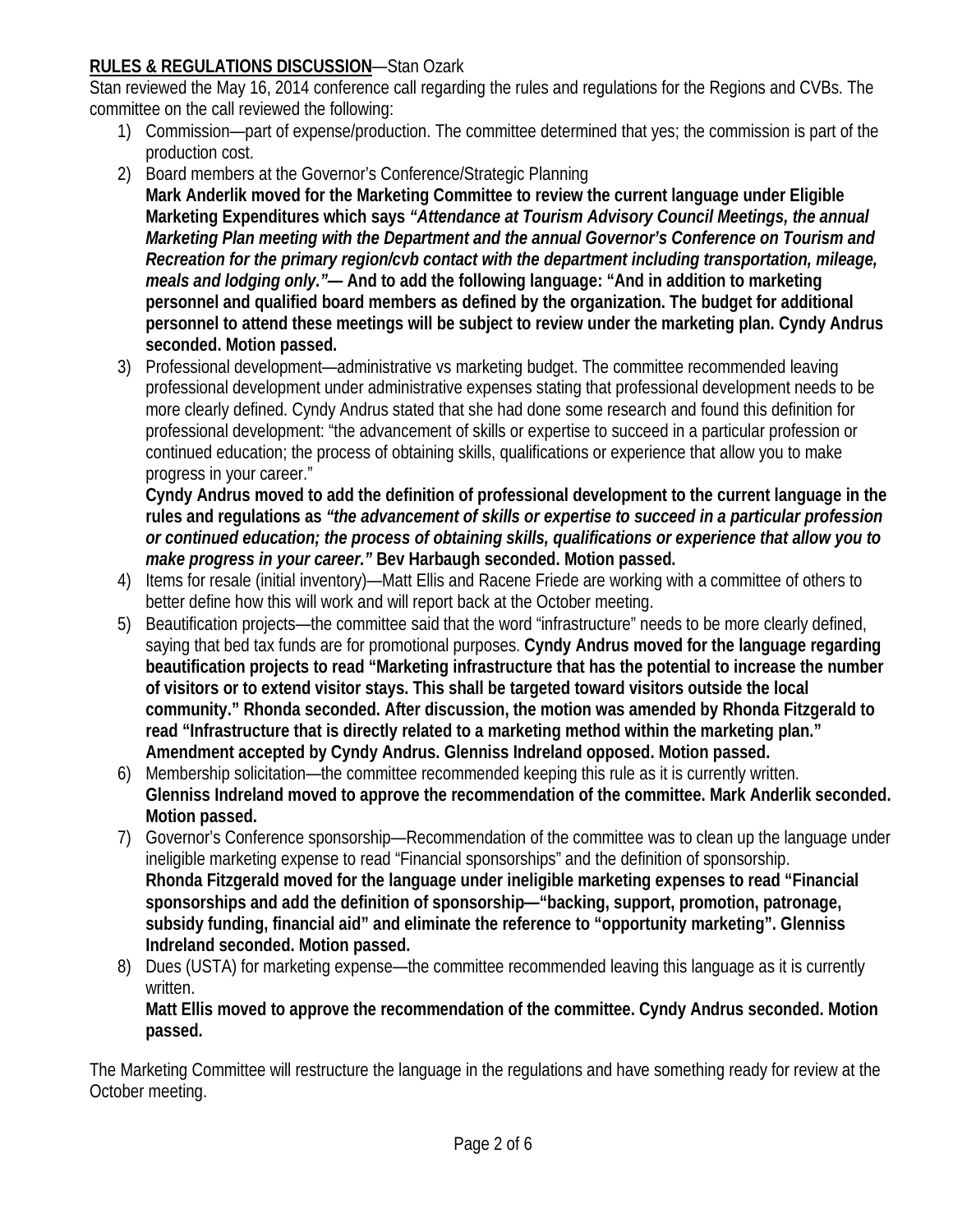**<u>RULES & REGULATIONS DISCUSSION</u>**—Stan Ozark

Stan reviewed the May 16, 2014 conference call regarding the rules and regulations for the Regions and CVBs. The committee on the call reviewed the following:

1) Commission—part of expense/production. The committee determined that yes; the commission is part of the production cost.
2) Board members at the Governor's Conference/Strategic Planning
   **Mark Anderlik moved for the Marketing Committee to review the current language under Eligible Marketing Expenditures which says *"Attendance at Tourism Advisory Council Meetings, the annual Marketing Plan meeting with the Department and the annual Governor's Conference on Tourism and Recreation for the primary region/cvb contact with the department including transportation, mileage, meals and lodging only."*— And to add the following language: "And in addition to marketing personnel and qualified board members as defined by the organization. The budget for additional personnel to attend these meetings will be subject to review under the marketing plan. Cyndy Andrus seconded. Motion passed.**
3) Professional development—administrative vs marketing budget. The committee recommended leaving professional development under administrative expenses stating that professional development needs to be more clearly defined. Cyndy Andrus stated that she had done some research and found this definition for professional development: "the advancement of skills or expertise to succeed in a particular profession or continued education; the process of obtaining skills, qualifications or experience that allow you to make progress in your career."
   **Cyndy Andrus moved to add the definition of professional development to the current language in the rules and regulations as *"the advancement of skills or expertise to succeed in a particular profession or continued education; the process of obtaining skills, qualifications or experience that allow you to make progress in your career."* Bev Harbaugh seconded. Motion passed.**
4) Items for resale (initial inventory)—Matt Ellis and Racene Friede are working with a committee of others to better define how this will work and will report back at the October meeting.
5) Beautification projects—the committee said that the word "infrastructure" needs to be more clearly defined, saying that bed tax funds are for promotional purposes. **Cyndy Andrus moved for the language regarding beautification projects to read "Marketing infrastructure that has the potential to increase the number of visitors or to extend visitor stays. This shall be targeted toward visitors outside the local community." Rhonda seconded. After discussion, the motion was amended by Rhonda Fitzgerald to read "Infrastructure that is directly related to a marketing method within the marketing plan." Amendment accepted by Cyndy Andrus. Glenniss Indreland opposed. Motion passed.**
6) Membership solicitation—the committee recommended keeping this rule as it is currently written.
   **Glenniss Indreland moved to approve the recommendation of the committee. Mark Anderlik seconded. Motion passed.**
7) Governor's Conference sponsorship—Recommendation of the committee was to clean up the language under ineligible marketing expense to read "Financial sponsorships" and the definition of sponsorship.
   **Rhonda Fitzgerald moved for the language under ineligible marketing expenses to read "Financial sponsorships and add the definition of sponsorship—"backing, support, promotion, patronage, subsidy funding, financial aid" and eliminate the reference to "opportunity marketing". Glenniss Indreland seconded. Motion passed.**
8) Dues (USTA) for marketing expense—the committee recommended leaving this language as it is currently written.
   **Matt Ellis moved to approve the recommendation of the committee. Cyndy Andrus seconded. Motion passed.**

The Marketing Committee will restructure the language in the regulations and have something ready for review at the October meeting.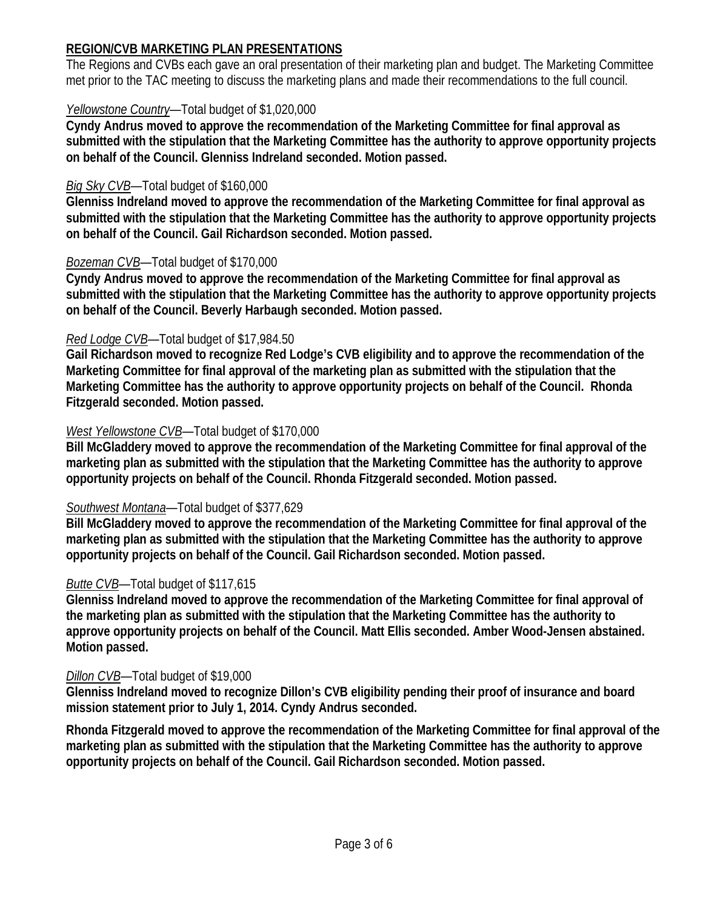## REGION/CVB MARKETING PLAN PRESENTATIONS

The Regions and CVBs each gave an oral presentation of their marketing plan and budget. The Marketing Committee met prior to the TAC meeting to discuss the marketing plans and made their recommendations to the full council.

*Yellowstone Country*—Total budget of $1,020,000

**Cyndy Andrus moved to approve the recommendation of the Marketing Committee for final approval as submitted with the stipulation that the Marketing Committee has the authority to approve opportunity projects on behalf of the Council. Glenniss Indreland seconded. Motion passed.**

*Big Sky CVB*—Total budget of $160,000

**Glenniss Indreland moved to approve the recommendation of the Marketing Committee for final approval as submitted with the stipulation that the Marketing Committee has the authority to approve opportunity projects on behalf of the Council. Gail Richardson seconded. Motion passed.**

*Bozeman CVB*—Total budget of $170,000

**Cyndy Andrus moved to approve the recommendation of the Marketing Committee for final approval as submitted with the stipulation that the Marketing Committee has the authority to approve opportunity projects on behalf of the Council. Beverly Harbaugh seconded. Motion passed.**

*Red Lodge CVB*—Total budget of $17,984.50

**Gail Richardson moved to recognize Red Lodge's CVB eligibility and to approve the recommendation of the Marketing Committee for final approval of the marketing plan as submitted with the stipulation that the Marketing Committee has the authority to approve opportunity projects on behalf of the Council. Rhonda Fitzgerald seconded. Motion passed.**

*West Yellowstone CVB*—Total budget of $170,000

**Bill McGladdery moved to approve the recommendation of the Marketing Committee for final approval of the marketing plan as submitted with the stipulation that the Marketing Committee has the authority to approve opportunity projects on behalf of the Council. Rhonda Fitzgerald seconded. Motion passed.**

*Southwest Montana*—Total budget of $377,629

**Bill McGladdery moved to approve the recommendation of the Marketing Committee for final approval of the marketing plan as submitted with the stipulation that the Marketing Committee has the authority to approve opportunity projects on behalf of the Council. Gail Richardson seconded. Motion passed.**

*Butte CVB*—Total budget of $117,615

**Glenniss Indreland moved to approve the recommendation of the Marketing Committee for final approval of the marketing plan as submitted with the stipulation that the Marketing Committee has the authority to approve opportunity projects on behalf of the Council. Matt Ellis seconded. Amber Wood-Jensen abstained. Motion passed.**

*Dillon CVB*—Total budget of $19,000

**Glenniss Indreland moved to recognize Dillon's CVB eligibility pending their proof of insurance and board mission statement prior to July 1, 2014. Cyndy Andrus seconded.**

**Rhonda Fitzgerald moved to approve the recommendation of the Marketing Committee for final approval of the marketing plan as submitted with the stipulation that the Marketing Committee has the authority to approve opportunity projects on behalf of the Council. Gail Richardson seconded. Motion passed.**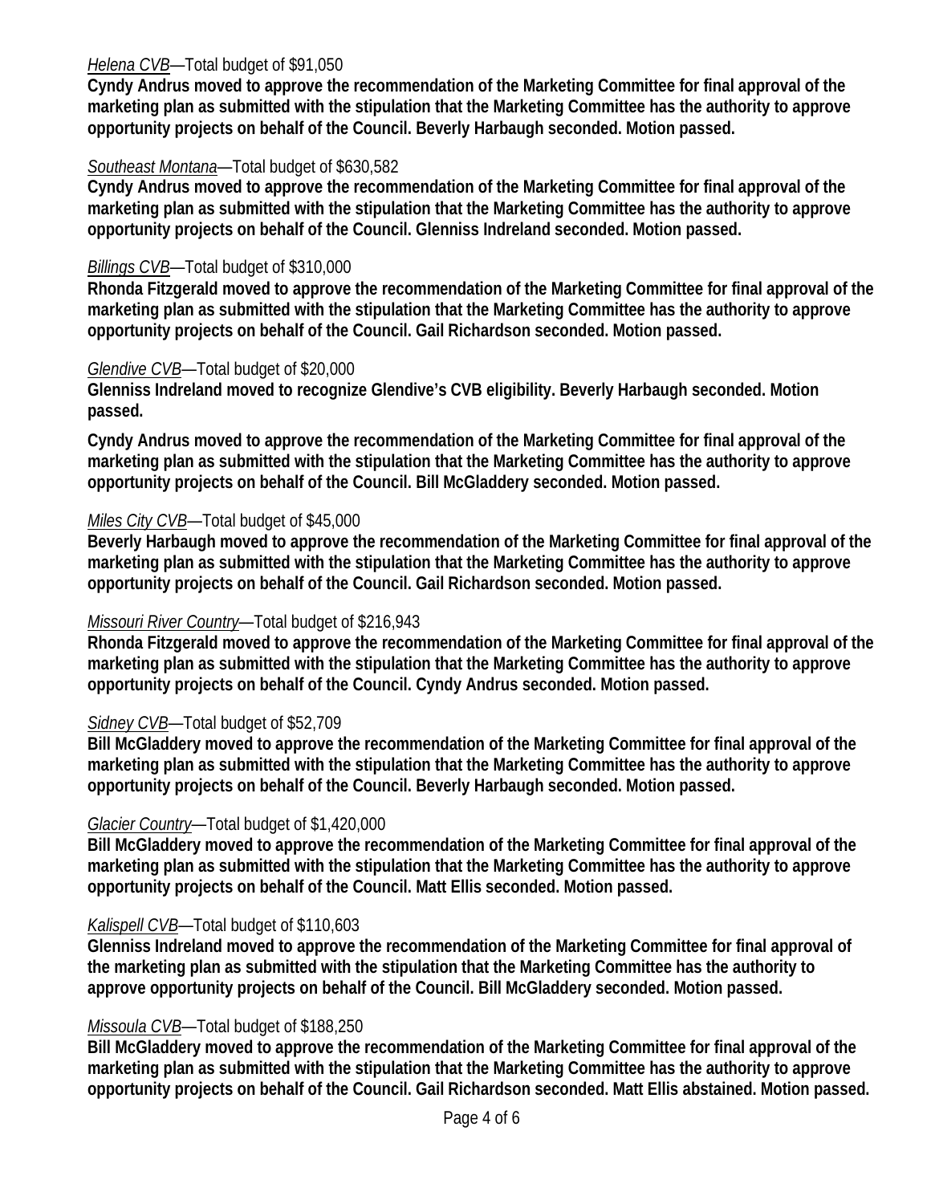*Helena CVB*—Total budget of $91,050
**Cyndy Andrus moved to approve the recommendation of the Marketing Committee for final approval of the marketing plan as submitted with the stipulation that the Marketing Committee has the authority to approve opportunity projects on behalf of the Council. Beverly Harbaugh seconded. Motion passed.**

*Southeast Montana*—Total budget of $630,582
**Cyndy Andrus moved to approve the recommendation of the Marketing Committee for final approval of the marketing plan as submitted with the stipulation that the Marketing Committee has the authority to approve opportunity projects on behalf of the Council. Glenniss Indreland seconded. Motion passed.**

*Billings CVB*—Total budget of $310,000
**Rhonda Fitzgerald moved to approve the recommendation of the Marketing Committee for final approval of the marketing plan as submitted with the stipulation that the Marketing Committee has the authority to approve opportunity projects on behalf of the Council. Gail Richardson seconded. Motion passed.**

*Glendive CVB*—Total budget of $20,000
**Glenniss Indreland moved to recognize Glendive's CVB eligibility. Beverly Harbaugh seconded. Motion passed.**

**Cyndy Andrus moved to approve the recommendation of the Marketing Committee for final approval of the marketing plan as submitted with the stipulation that the Marketing Committee has the authority to approve opportunity projects on behalf of the Council. Bill McGladdery seconded. Motion passed.**

*Miles City CVB*—Total budget of $45,000
**Beverly Harbaugh moved to approve the recommendation of the Marketing Committee for final approval of the marketing plan as submitted with the stipulation that the Marketing Committee has the authority to approve opportunity projects on behalf of the Council. Gail Richardson seconded. Motion passed.**

*Missouri River Country*—Total budget of $216,943
**Rhonda Fitzgerald moved to approve the recommendation of the Marketing Committee for final approval of the marketing plan as submitted with the stipulation that the Marketing Committee has the authority to approve opportunity projects on behalf of the Council. Cyndy Andrus seconded. Motion passed.**

*Sidney CVB*—Total budget of $52,709
**Bill McGladdery moved to approve the recommendation of the Marketing Committee for final approval of the marketing plan as submitted with the stipulation that the Marketing Committee has the authority to approve opportunity projects on behalf of the Council. Beverly Harbaugh seconded. Motion passed.**

*Glacier Country*—Total budget of $1,420,000
**Bill McGladdery moved to approve the recommendation of the Marketing Committee for final approval of the marketing plan as submitted with the stipulation that the Marketing Committee has the authority to approve opportunity projects on behalf of the Council. Matt Ellis seconded. Motion passed.**

*Kalispell CVB*—Total budget of $110,603
**Glenniss Indreland moved to approve the recommendation of the Marketing Committee for final approval of the marketing plan as submitted with the stipulation that the Marketing Committee has the authority to approve opportunity projects on behalf of the Council. Bill McGladdery seconded. Motion passed.**

*Missoula CVB*—Total budget of $188,250
**Bill McGladdery moved to approve the recommendation of the Marketing Committee for final approval of the marketing plan as submitted with the stipulation that the Marketing Committee has the authority to approve opportunity projects on behalf of the Council. Gail Richardson seconded. Matt Ellis abstained. Motion passed.**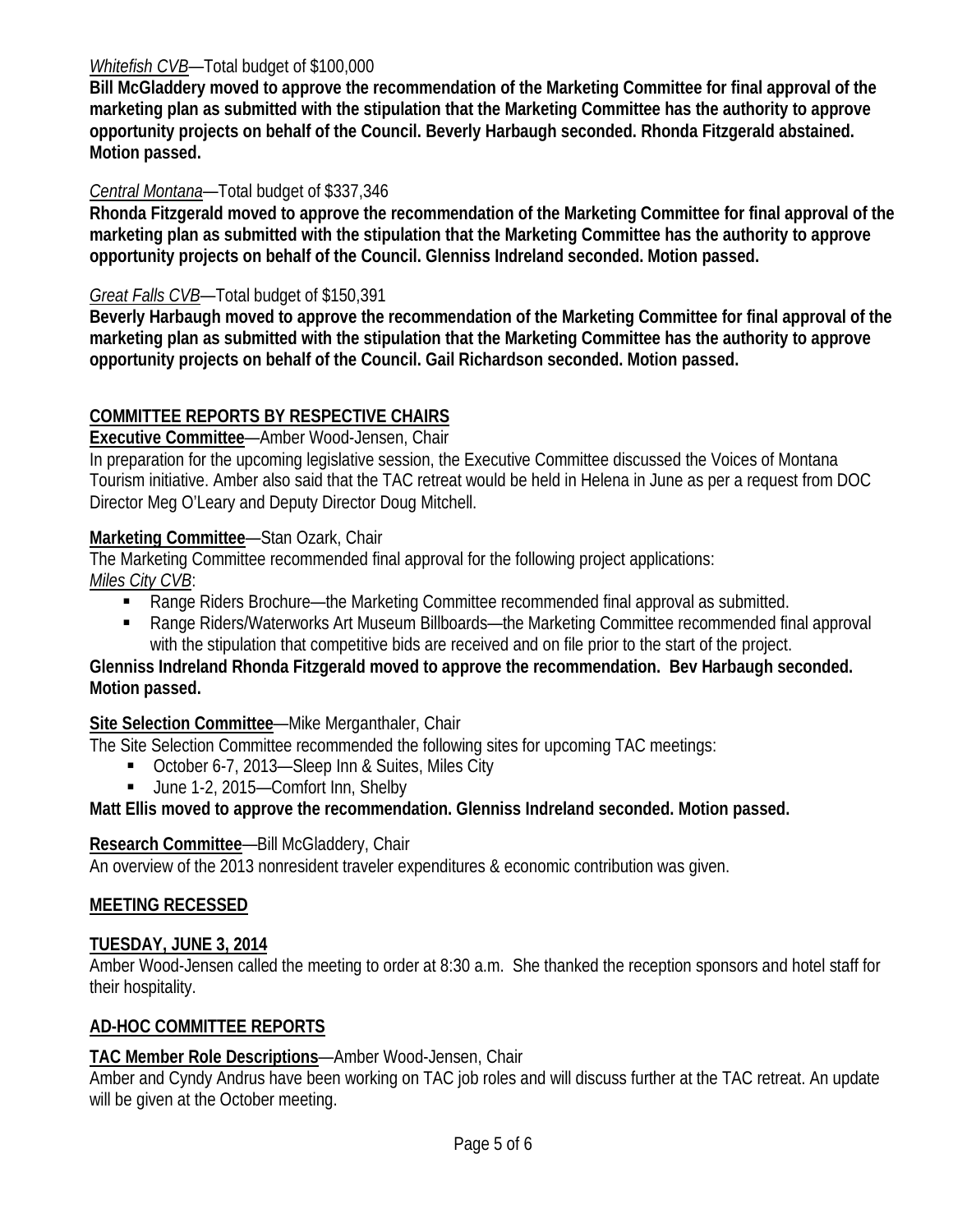*Whitefish CVB*—Total budget of $100,000

**Bill McGladdery moved to approve the recommendation of the Marketing Committee for final approval of the marketing plan as submitted with the stipulation that the Marketing Committee has the authority to approve opportunity projects on behalf of the Council. Beverly Harbaugh seconded. Rhonda Fitzgerald abstained. Motion passed.**

*Central Montana*—Total budget of $337,346

**Rhonda Fitzgerald moved to approve the recommendation of the Marketing Committee for final approval of the marketing plan as submitted with the stipulation that the Marketing Committee has the authority to approve opportunity projects on behalf of the Council. Glenniss Indreland seconded. Motion passed.**

*Great Falls CVB*—Total budget of $150,391

**Beverly Harbaugh moved to approve the recommendation of the Marketing Committee for final approval of the marketing plan as submitted with the stipulation that the Marketing Committee has the authority to approve opportunity projects on behalf of the Council. Gail Richardson seconded. Motion passed.**

## COMMITTEE REPORTS BY RESPECTIVE CHAIRS

**Executive Committee**—Amber Wood-Jensen, Chair

In preparation for the upcoming legislative session, the Executive Committee discussed the Voices of Montana Tourism initiative. Amber also said that the TAC retreat would be held in Helena in June as per a request from DOC Director Meg O'Leary and Deputy Director Doug Mitchell.

**Marketing Committee**—Stan Ozark, Chair

The Marketing Committee recommended final approval for the following project applications:

*Miles City CVB*:

- Range Riders Brochure—the Marketing Committee recommended final approval as submitted.
- Range Riders/Waterworks Art Museum Billboards—the Marketing Committee recommended final approval with the stipulation that competitive bids are received and on file prior to the start of the project.

**Glenniss Indreland Rhonda Fitzgerald moved to approve the recommendation. Bev Harbaugh seconded. Motion passed.**

**Site Selection Committee**—Mike Merganthaler, Chair

The Site Selection Committee recommended the following sites for upcoming TAC meetings:

- October 6-7, 2013—Sleep Inn & Suites, Miles City
- June 1-2, 2015—Comfort Inn, Shelby

**Matt Ellis moved to approve the recommendation. Glenniss Indreland seconded. Motion passed.**

**Research Committee**—Bill McGladdery, Chair

An overview of the 2013 nonresident traveler expenditures & economic contribution was given.

## MEETING RECESSED

## TUESDAY, JUNE 3, 2014

Amber Wood-Jensen called the meeting to order at 8:30 a.m. She thanked the reception sponsors and hotel staff for their hospitality.

## AD-HOC COMMITTEE REPORTS

**TAC Member Role Descriptions**—Amber Wood-Jensen, Chair

Amber and Cyndy Andrus have been working on TAC job roles and will discuss further at the TAC retreat. An update will be given at the October meeting.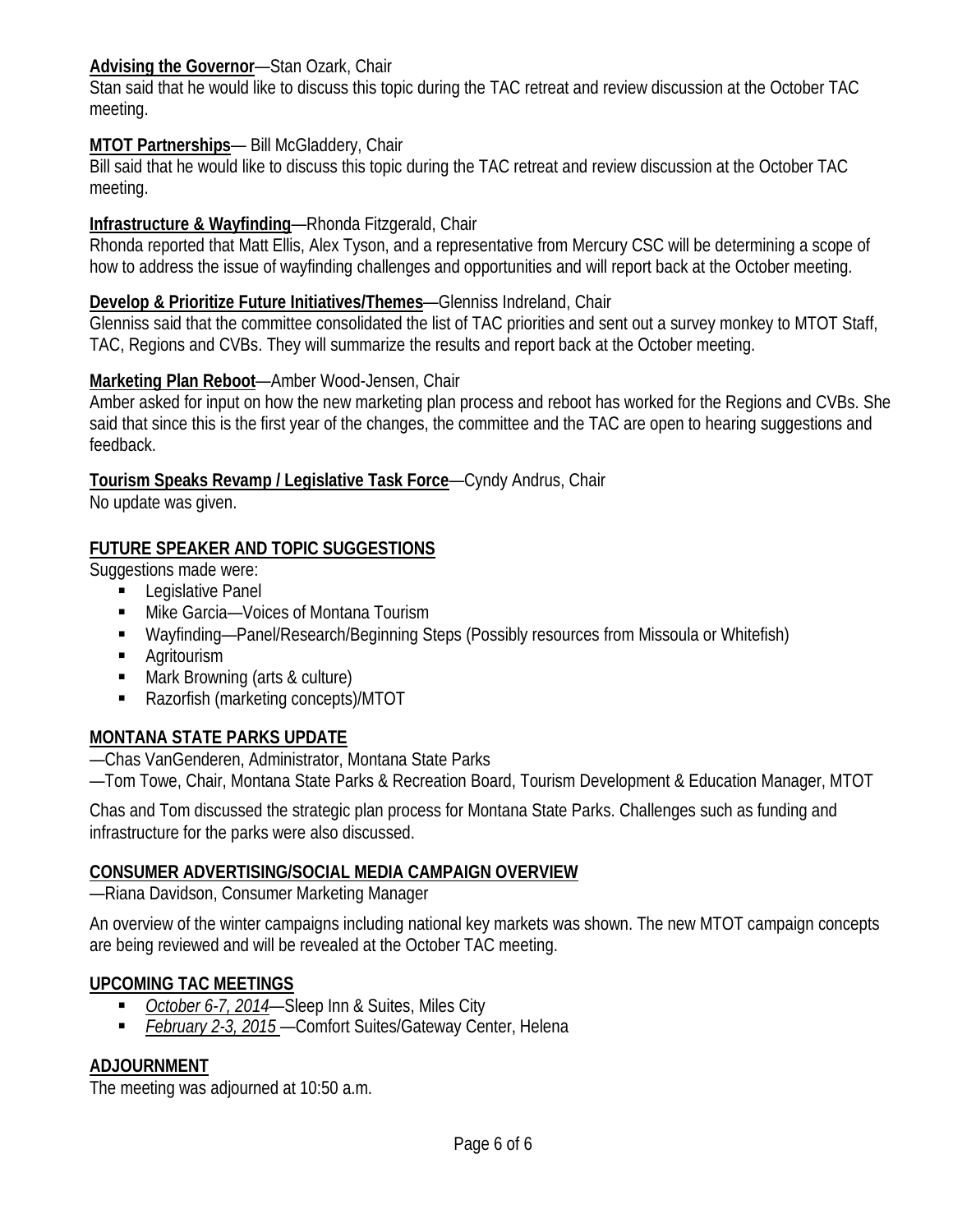**Advising the Governor**—Stan Ozark, Chair
Stan said that he would like to discuss this topic during the TAC retreat and review discussion at the October TAC meeting.

**MTOT Partnerships**— Bill McGladdery, Chair
Bill said that he would like to discuss this topic during the TAC retreat and review discussion at the October TAC meeting.

**Infrastructure & Wayfinding**—Rhonda Fitzgerald, Chair
Rhonda reported that Matt Ellis, Alex Tyson, and a representative from Mercury CSC will be determining a scope of how to address the issue of wayfinding challenges and opportunities and will report back at the October meeting.

**Develop & Prioritize Future Initiatives/Themes**—Glenniss Indreland, Chair
Glenniss said that the committee consolidated the list of TAC priorities and sent out a survey monkey to MTOT Staff, TAC, Regions and CVBs. They will summarize the results and report back at the October meeting.

**Marketing Plan Reboot**—Amber Wood-Jensen, Chair
Amber asked for input on how the new marketing plan process and reboot has worked for the Regions and CVBs. She said that since this is the first year of the changes, the committee and the TAC are open to hearing suggestions and feedback.

**Tourism Speaks Revamp / Legislative Task Force**—Cyndy Andrus, Chair
No update was given.

## FUTURE SPEAKER AND TOPIC SUGGESTIONS

Suggestions made were:

- Legislative Panel
- Mike Garcia—Voices of Montana Tourism
- Wayfinding—Panel/Research/Beginning Steps (Possibly resources from Missoula or Whitefish)
- Agritourism
- Mark Browning (arts & culture)
- Razorfish (marketing concepts)/MTOT

## MONTANA STATE PARKS UPDATE

—Chas VanGenderen, Administrator, Montana State Parks
—Tom Towe, Chair, Montana State Parks & Recreation Board, Tourism Development & Education Manager, MTOT

Chas and Tom discussed the strategic plan process for Montana State Parks. Challenges such as funding and infrastructure for the parks were also discussed.

## CONSUMER ADVERTISING/SOCIAL MEDIA CAMPAIGN OVERVIEW

—Riana Davidson, Consumer Marketing Manager

An overview of the winter campaigns including national key markets was shown. The new MTOT campaign concepts are being reviewed and will be revealed at the October TAC meeting.

## UPCOMING TAC MEETINGS

- *October 6-7, 2014*—Sleep Inn & Suites, Miles City
- *February 2-3, 2015* —Comfort Suites/Gateway Center, Helena

## ADJOURNMENT

The meeting was adjourned at 10:50 a.m.